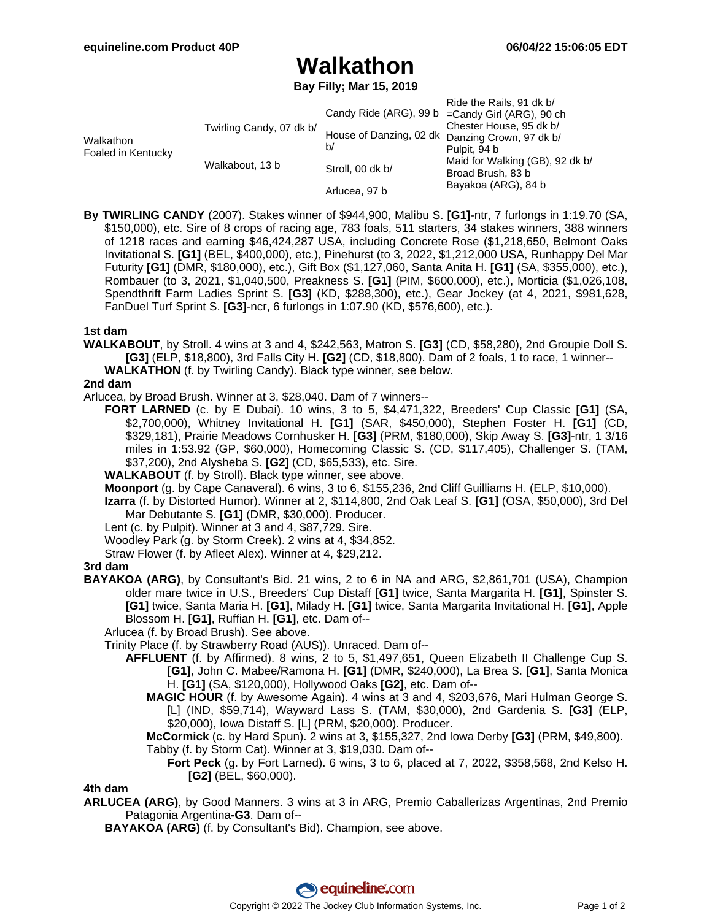# Walkathon

**Bay Filly; Mar 15, 2019**

| | | | |
|---|---|---|---|
| Walkathon<br>Foaled in Kentucky | Twirling Candy, 07 dk b/ | Candy Ride (ARG), 99 b | Ride the Rails, 91 dk b/ |
| | | | =Candy Girl (ARG), 90 ch |
| | | House of Danzing, 02 dk b/ | Chester House, 95 dk b/ |
| | | | Danzing Crown, 97 dk b/ |
| | Walkabout, 13 b | Stroll, 00 dk b/ | Pulpit, 94 b |
| | | | Maid for Walking (GB), 92 dk b/ |
| | | Arlucea, 97 b | Broad Brush, 83 b |
| | | | Bayakoa (ARG), 84 b |

**By TWIRLING CANDY** (2007). Stakes winner of $944,900, Malibu S. **[G1]**-ntr, 7 furlongs in 1:19.70 (SA, $150,000), etc. Sire of 8 crops of racing age, 783 foals, 511 starters, 34 stakes winners, 388 winners of 1218 races and earning $46,424,287 USA, including Concrete Rose ($1,218,650, Belmont Oaks Invitational S. **[G1]** (BEL, $400,000), etc.), Pinehurst (to 3, 2022, $1,212,000 USA, Runhappy Del Mar Futurity **[G1]** (DMR, $180,000), etc.), Gift Box ($1,127,060, Santa Anita H. **[G1]** (SA, $355,000), etc.), Rombauer (to 3, 2021, $1,040,500, Preakness S. **[G1]** (PIM, $600,000), etc.), Morticia ($1,026,108, Spendthrift Farm Ladies Sprint S. **[G3]** (KD, $288,300), etc.), Gear Jockey (at 4, 2021, $981,628, FanDuel Turf Sprint S. **[G3]**-ncr, 6 furlongs in 1:07.90 (KD, $576,600), etc.).

### 1st dam

**WALKABOUT**, by Stroll. 4 wins at 3 and 4, $242,563, Matron S. **[G3]** (CD, $58,280), 2nd Groupie Doll S. **[G3]** (ELP, $18,800), 3rd Falls City H. **[G2]** (CD, $18,800). Dam of 2 foals, 1 to race, 1 winner--

- **WALKATHON** (f. by Twirling Candy). Black type winner, see below.

### 2nd dam

Arlucea, by Broad Brush. Winner at 3, $28,040. Dam of 7 winners--

- **FORT LARNED** (c. by E Dubai). 10 wins, 3 to 5, $4,471,322, Breeders' Cup Classic **[G1]** (SA, $2,700,000), Whitney Invitational H. **[G1]** (SAR, $450,000), Stephen Foster H. **[G1]** (CD, $329,181), Prairie Meadows Cornhusker H. **[G3]** (PRM, $180,000), Skip Away S. **[G3]**-ntr, 1 3/16 miles in 1:53.92 (GP, $60,000), Homecoming Classic S. (CD, $117,405), Challenger S. (TAM, $37,200), 2nd Alysheba S. **[G2]** (CD, $65,533), etc. Sire.
- **WALKABOUT** (f. by Stroll). Black type winner, see above.
- **Moonport** (g. by Cape Canaveral). 6 wins, 3 to 6, $155,236, 2nd Cliff Guilliams H. (ELP, $10,000).
- **Izarra** (f. by Distorted Humor). Winner at 2, $114,800, 2nd Oak Leaf S. **[G1]** (OSA, $50,000), 3rd Del Mar Debutante S. **[G1]** (DMR, $30,000). Producer.
- Lent (c. by Pulpit). Winner at 3 and 4, $87,729. Sire.
- Woodley Park (g. by Storm Creek). 2 wins at 4, $34,852.
- Straw Flower (f. by Afleet Alex). Winner at 4, $29,212.

### 3rd dam

**BAYAKOA (ARG)**, by Consultant's Bid. 21 wins, 2 to 6 in NA and ARG, $2,861,701 (USA), Champion older mare twice in U.S., Breeders' Cup Distaff **[G1]** twice, Santa Margarita H. **[G1]**, Spinster S. **[G1]** twice, Santa Maria H. **[G1]**, Milady H. **[G1]** twice, Santa Margarita Invitational H. **[G1]**, Apple Blossom H. **[G1]**, Ruffian H. **[G1]**, etc. Dam of--

- Arlucea (f. by Broad Brush). See above.
- Trinity Place (f. by Strawberry Road (AUS)). Unraced. Dam of--
  - **AFFLUENT** (f. by Affirmed). 8 wins, 2 to 5, $1,497,651, Queen Elizabeth II Challenge Cup S. **[G1]**, John C. Mabee/Ramona H. **[G1]** (DMR, $240,000), La Brea S. **[G1]**, Santa Monica H. **[G1]** (SA, $120,000), Hollywood Oaks **[G2]**, etc. Dam of--
    - **MAGIC HOUR** (f. by Awesome Again). 4 wins at 3 and 4, $203,676, Mari Hulman George S. [L] (IND, $59,714), Wayward Lass S. (TAM, $30,000), 2nd Gardenia S. **[G3]** (ELP, $20,000), Iowa Distaff S. [L] (PRM, $20,000). Producer.
    - **McCormick** (c. by Hard Spun). 2 wins at 3, $155,327, 2nd Iowa Derby **[G3]** (PRM, $49,800).
    - Tabby (f. by Storm Cat). Winner at 3, $19,030. Dam of--
      - **Fort Peck** (g. by Fort Larned). 6 wins, 3 to 6, placed at 7, 2022, $358,568, 2nd Kelso H. **[G2]** (BEL, $60,000).

### 4th dam

**ARLUCEA (ARG)**, by Good Manners. 3 wins at 3 in ARG, Premio Caballerizas Argentinas, 2nd Premio Patagonia Argentina**-G3**. Dam of--

- **BAYAKOA (ARG)** (f. by Consultant's Bid). Champion, see above.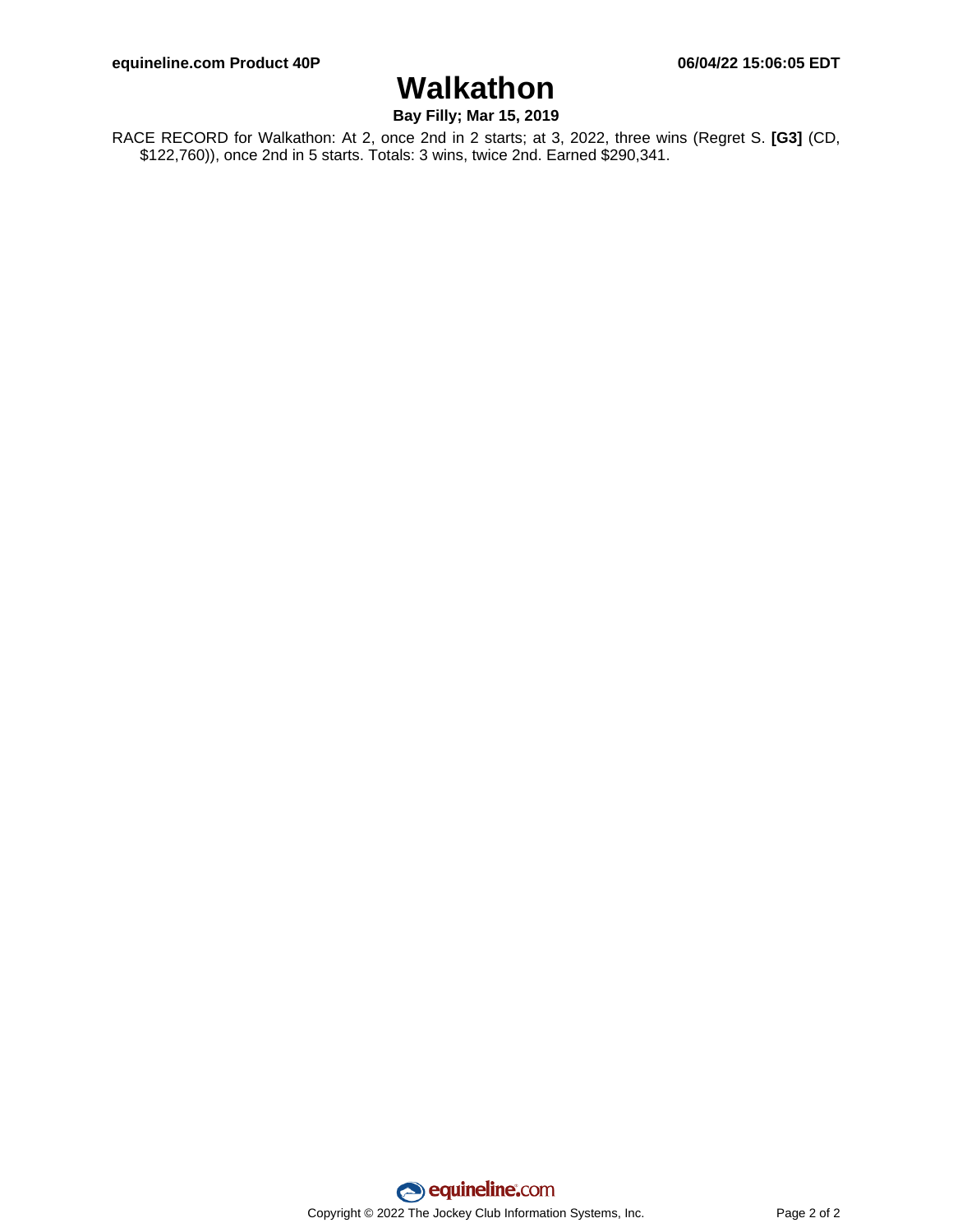# Walkathon

**Bay Filly; Mar 15, 2019**

RACE RECORD for Walkathon: At 2, once 2nd in 2 starts; at 3, 2022, three wins (Regret S. **[G3]** (CD, $122,760)), once 2nd in 5 starts. Totals: 3 wins, twice 2nd. Earned $290,341.